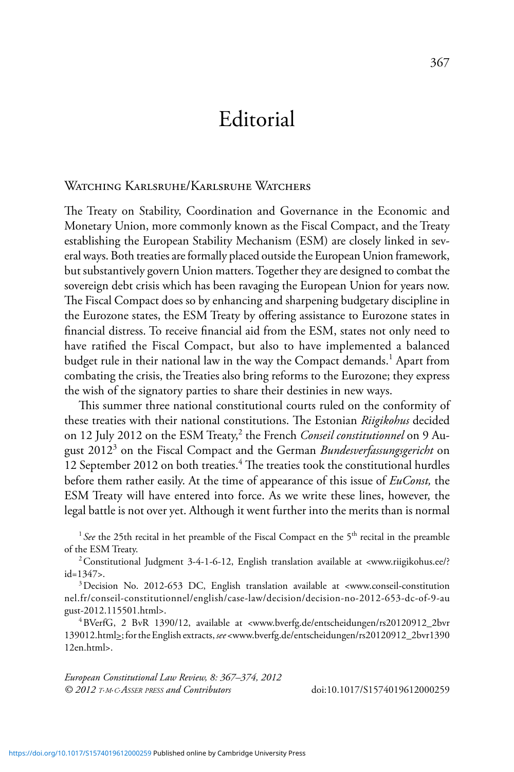# Editorial

## Watching Karlsruhe/Karlsruhe Watchers

The Treaty on Stability, Coordination and Governance in the Economic and Monetary Union, more commonly known as the Fiscal Compact, and the Treaty establishing the European Stability Mechanism (ESM) are closely linked in several ways. Both treaties are formally placed outside the European Union framework, but substantively govern Union matters. Together they are designed to combat the sovereign debt crisis which has been ravaging the European Union for years now. The Fiscal Compact does so by enhancing and sharpening budgetary discipline in the Eurozone states, the ESM Treaty by offering assistance to Eurozone states in financial distress. To receive financial aid from the ESM, states not only need to have ratified the Fiscal Compact, but also to have implemented a balanced budget rule in their national law in the way the Compact demands.[1] Apart from combating the crisis, the Treaties also bring reforms to the Eurozone; they express the wish of the signatory parties to share their destinies in new ways.

This summer three national constitutional courts ruled on the conformity of these treaties with their national constitutions. The Estonian *Riigikohus* decided on 12 July 2012 on the ESM Treaty,[2] the French *Conseil constitutionnel* on 9 August 2012[3] on the Fiscal Compact and the German *Bundesverfassungsgericht* on 12 September 2012 on both treaties.[4] The treaties took the constitutional hurdles before them rather easily. At the time of appearance of this issue of *EuConst,* the ESM Treaty will have entered into force. As we write these lines, however, the legal battle is not over yet. Although it went further into the merits than is normal

[1] *See* the 25th recital in het preamble of the Fiscal Compact en the 5th recital in the preamble of the ESM Treaty.

[2] Constitutional Judgment 3-4-1-6-12, English translation available at <www.riigikohus.ee/?id=1347>.

[3] Decision No. 2012-653 DC, English translation available at <www.conseil-constitutionnel.fr/conseil-constitutionnel/english/case-law/decision/decision-no-2012-653-dc-of-9-august-2012.115501.html>.

[4] BVerfG, 2 BvR 1390/12, available at <www.bverfg.de/entscheidungen/rs20120912_2bvr139012.html>; for the English extracts, *see* <www.bverfg.de/entscheidungen/rs20120912_2bvr139012en.html>.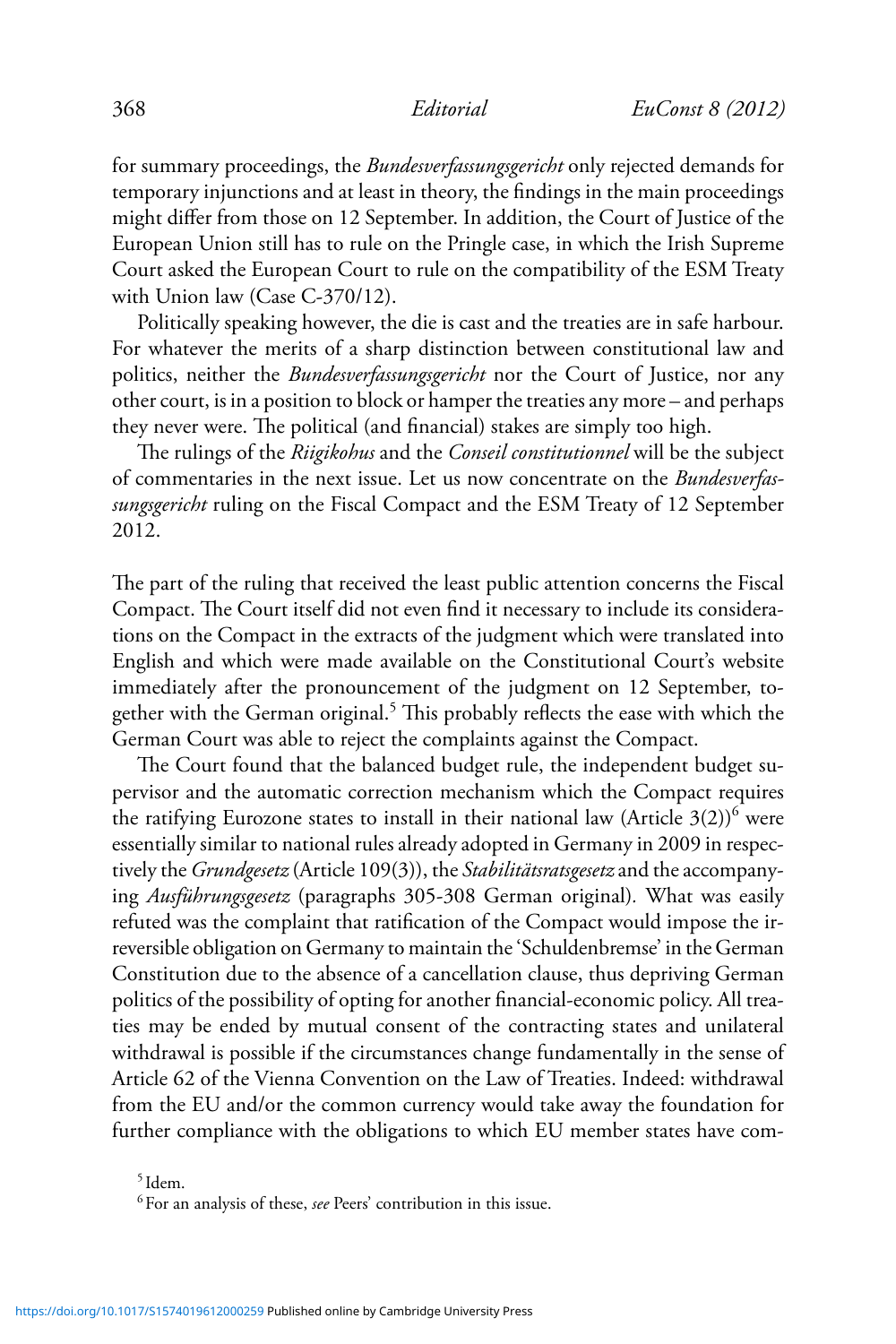for summary proceedings, the *Bundesverfassungsgericht* only rejected demands for temporary injunctions and at least in theory, the findings in the main proceedings might differ from those on 12 September. In addition, the Court of Justice of the European Union still has to rule on the Pringle case, in which the Irish Supreme Court asked the European Court to rule on the compatibility of the ESM Treaty with Union law (Case C-370/12).

Politically speaking however, the die is cast and the treaties are in safe harbour. For whatever the merits of a sharp distinction between constitutional law and politics, neither the *Bundesverfassungsgericht* nor the Court of Justice, nor any other court, is in a position to block or hamper the treaties any more – and perhaps they never were. The political (and financial) stakes are simply too high.

The rulings of the *Riigikohus* and the *Conseil constitutionnel* will be the subject of commentaries in the next issue. Let us now concentrate on the *Bundesverfassungsgericht* ruling on the Fiscal Compact and the ESM Treaty of 12 September 2012.

The part of the ruling that received the least public attention concerns the Fiscal Compact. The Court itself did not even find it necessary to include its considerations on the Compact in the extracts of the judgment which were translated into English and which were made available on the Constitutional Court's website immediately after the pronouncement of the judgment on 12 September, together with the German original.[5] This probably reflects the ease with which the German Court was able to reject the complaints against the Compact.

The Court found that the balanced budget rule, the independent budget supervisor and the automatic correction mechanism which the Compact requires the ratifying Eurozone states to install in their national law (Article 3(2))[6] were essentially similar to national rules already adopted in Germany in 2009 in respectively the *Grundgesetz* (Article 109(3)), the *Stabilitätsratsgesetz* and the accompanying *Ausführungsgesetz* (paragraphs 305-308 German original). What was easily refuted was the complaint that ratification of the Compact would impose the irreversible obligation on Germany to maintain the 'Schuldenbremse' in the German Constitution due to the absence of a cancellation clause, thus depriving German politics of the possibility of opting for another financial-economic policy. All treaties may be ended by mutual consent of the contracting states and unilateral withdrawal is possible if the circumstances change fundamentally in the sense of Article 62 of the Vienna Convention on the Law of Treaties. Indeed: withdrawal from the EU and/or the common currency would take away the foundation for further compliance with the obligations to which EU member states have com-

[5] Idem.

[6] For an analysis of these, *see* Peers' contribution in this issue.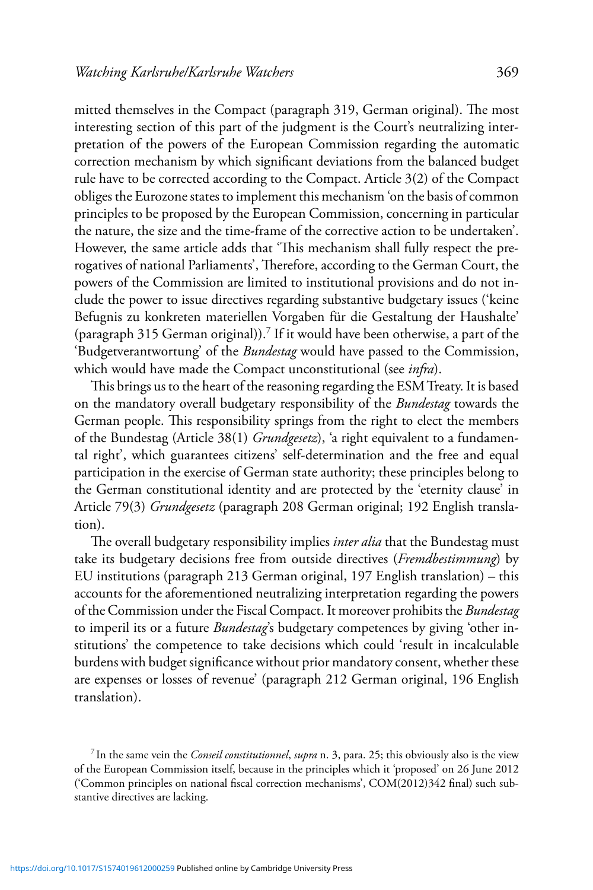mitted themselves in the Compact (paragraph 319, German original). The most interesting section of this part of the judgment is the Court's neutralizing interpretation of the powers of the European Commission regarding the automatic correction mechanism by which significant deviations from the balanced budget rule have to be corrected according to the Compact. Article 3(2) of the Compact obliges the Eurozone states to implement this mechanism 'on the basis of common principles to be proposed by the European Commission, concerning in particular the nature, the size and the time-frame of the corrective action to be undertaken'. However, the same article adds that 'This mechanism shall fully respect the prerogatives of national Parliaments', Therefore, according to the German Court, the powers of the Commission are limited to institutional provisions and do not include the power to issue directives regarding substantive budgetary issues ('keine Befugnis zu konkreten materiellen Vorgaben für die Gestaltung der Haushalte' (paragraph 315 German original)).[7] If it would have been otherwise, a part of the 'Budgetverantwortung' of the *Bundestag* would have passed to the Commission, which would have made the Compact unconstitutional (see *infra*).

This brings us to the heart of the reasoning regarding the ESM Treaty. It is based on the mandatory overall budgetary responsibility of the *Bundestag* towards the German people. This responsibility springs from the right to elect the members of the Bundestag (Article 38(1) *Grundgesetz*), 'a right equivalent to a fundamental right', which guarantees citizens' self-determination and the free and equal participation in the exercise of German state authority; these principles belong to the German constitutional identity and are protected by the 'eternity clause' in Article 79(3) *Grundgesetz* (paragraph 208 German original; 192 English translation).

The overall budgetary responsibility implies *inter alia* that the Bundestag must take its budgetary decisions free from outside directives (*Fremdbestimmung*) by EU institutions (paragraph 213 German original, 197 English translation) – this accounts for the aforementioned neutralizing interpretation regarding the powers of the Commission under the Fiscal Compact. It moreover prohibits the *Bundestag* to imperil its or a future *Bundestag*'s budgetary competences by giving 'other institutions' the competence to take decisions which could 'result in incalculable burdens with budget significance without prior mandatory consent, whether these are expenses or losses of revenue' (paragraph 212 German original, 196 English translation).

[7] In the same vein the *Conseil constitutionnel*, *supra* n. 3, para. 25; this obviously also is the view of the European Commission itself, because in the principles which it 'proposed' on 26 June 2012 ('Common principles on national fiscal correction mechanisms', COM(2012)342 final) such substantive directives are lacking.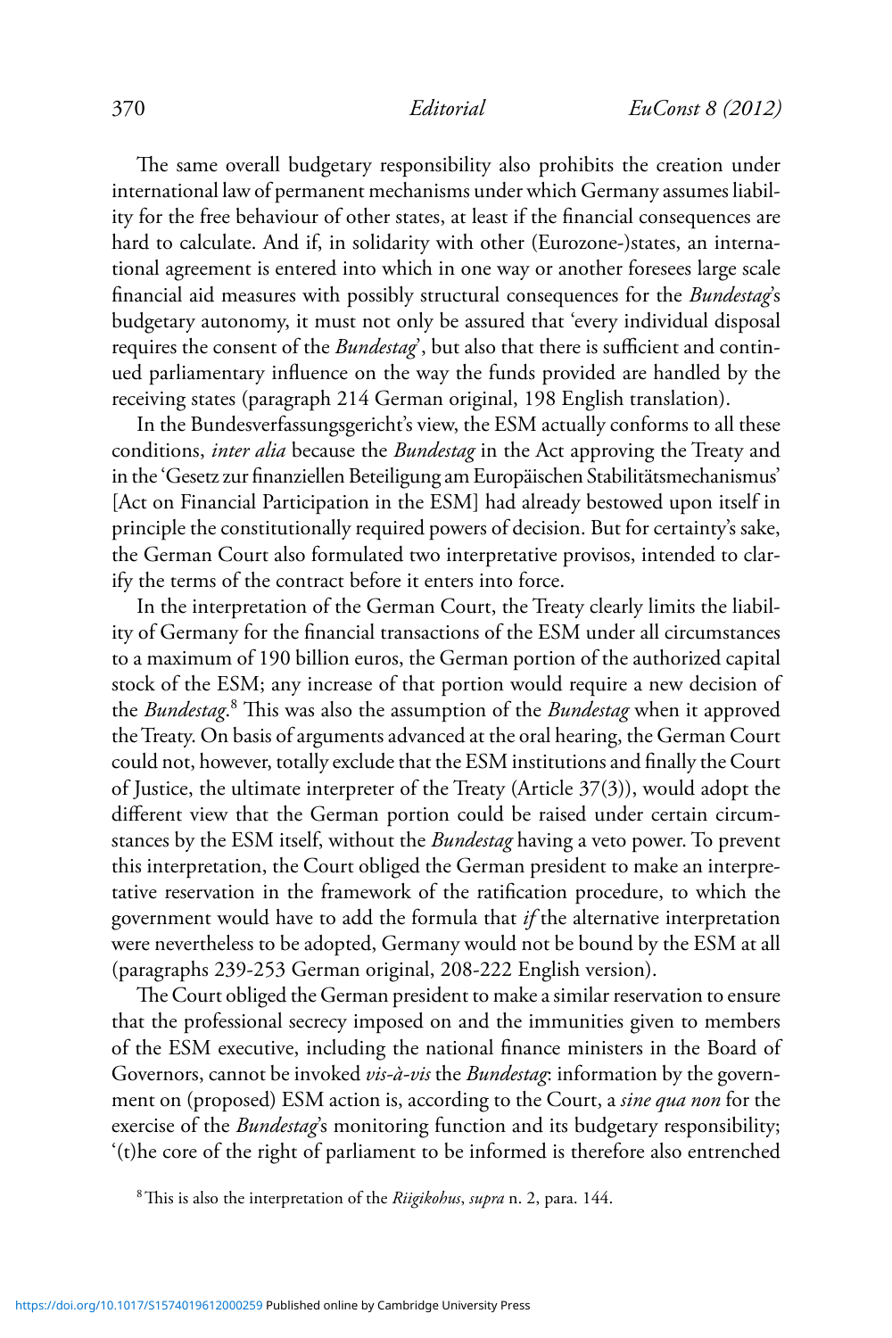The same overall budgetary responsibility also prohibits the creation under international law of permanent mechanisms under which Germany assumes liability for the free behaviour of other states, at least if the financial consequences are hard to calculate. And if, in solidarity with other (Eurozone-)states, an international agreement is entered into which in one way or another foresees large scale financial aid measures with possibly structural consequences for the *Bundestag*'s budgetary autonomy, it must not only be assured that 'every individual disposal requires the consent of the *Bundestag*', but also that there is sufficient and continued parliamentary influence on the way the funds provided are handled by the receiving states (paragraph 214 German original, 198 English translation).

In the Bundesverfassungsgericht's view, the ESM actually conforms to all these conditions, *inter alia* because the *Bundestag* in the Act approving the Treaty and in the 'Gesetz zur finanziellen Beteiligung am Europäischen Stabilitätsmechanismus' [Act on Financial Participation in the ESM] had already bestowed upon itself in principle the constitutionally required powers of decision. But for certainty's sake, the German Court also formulated two interpretative provisos, intended to clarify the terms of the contract before it enters into force.

In the interpretation of the German Court, the Treaty clearly limits the liability of Germany for the financial transactions of the ESM under all circumstances to a maximum of 190 billion euros, the German portion of the authorized capital stock of the ESM; any increase of that portion would require a new decision of the *Bundestag*.[8] This was also the assumption of the *Bundestag* when it approved the Treaty. On basis of arguments advanced at the oral hearing, the German Court could not, however, totally exclude that the ESM institutions and finally the Court of Justice, the ultimate interpreter of the Treaty (Article 37(3)), would adopt the different view that the German portion could be raised under certain circumstances by the ESM itself, without the *Bundestag* having a veto power. To prevent this interpretation, the Court obliged the German president to make an interpretative reservation in the framework of the ratification procedure, to which the government would have to add the formula that *if* the alternative interpretation were nevertheless to be adopted, Germany would not be bound by the ESM at all (paragraphs 239-253 German original, 208-222 English version).

The Court obliged the German president to make a similar reservation to ensure that the professional secrecy imposed on and the immunities given to members of the ESM executive, including the national finance ministers in the Board of Governors, cannot be invoked *vis-à-vis* the *Bundestag*: information by the government on (proposed) ESM action is, according to the Court, a *sine qua non* for the exercise of the *Bundestag*'s monitoring function and its budgetary responsibility; '(t)he core of the right of parliament to be informed is therefore also entrenched

[8] This is also the interpretation of the *Riigikohus*, *supra* n. 2, para. 144.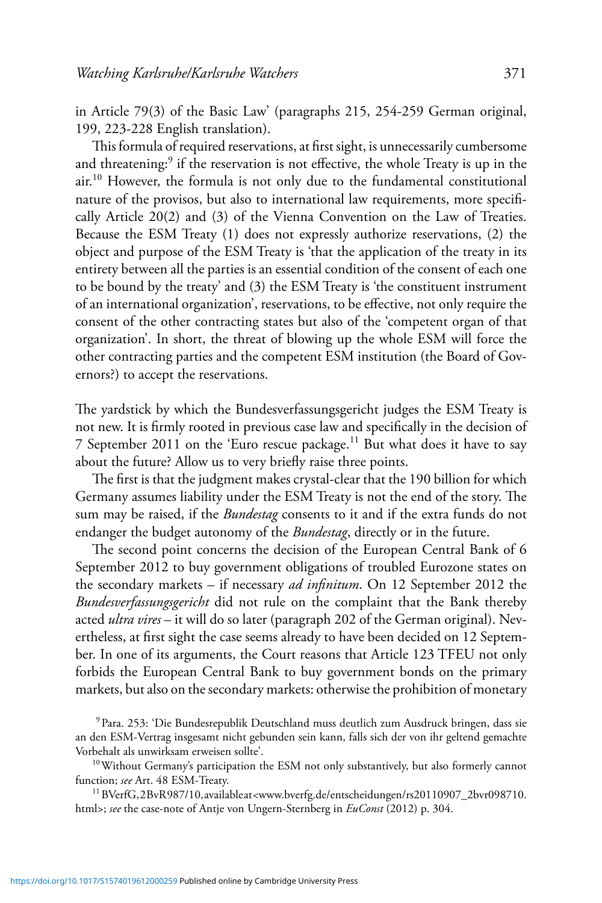in Article 79(3) of the Basic Law' (paragraphs 215, 254-259 German original, 199, 223-228 English translation).

This formula of required reservations, at first sight, is unnecessarily cumbersome and threatening:[9] if the reservation is not effective, the whole Treaty is up in the air.[10] However, the formula is not only due to the fundamental constitutional nature of the provisos, but also to international law requirements, more specifically Article 20(2) and (3) of the Vienna Convention on the Law of Treaties. Because the ESM Treaty (1) does not expressly authorize reservations, (2) the object and purpose of the ESM Treaty is 'that the application of the treaty in its entirety between all the parties is an essential condition of the consent of each one to be bound by the treaty' and (3) the ESM Treaty is 'the constituent instrument of an international organization', reservations, to be effective, not only require the consent of the other contracting states but also of the 'competent organ of that organization'. In short, the threat of blowing up the whole ESM will force the other contracting parties and the competent ESM institution (the Board of Governors?) to accept the reservations.

The yardstick by which the Bundesverfassungsgericht judges the ESM Treaty is not new. It is firmly rooted in previous case law and specifically in the decision of 7 September 2011 on the 'Euro rescue package.[11] But what does it have to say about the future? Allow us to very briefly raise three points.

The first is that the judgment makes crystal-clear that the 190 billion for which Germany assumes liability under the ESM Treaty is not the end of the story. The sum may be raised, if the *Bundestag* consents to it and if the extra funds do not endanger the budget autonomy of the *Bundestag*, directly or in the future.

The second point concerns the decision of the European Central Bank of 6 September 2012 to buy government obligations of troubled Eurozone states on the secondary markets – if necessary *ad infinitum*. On 12 September 2012 the *Bundesverfassungsgericht* did not rule on the complaint that the Bank thereby acted *ultra vires* – it will do so later (paragraph 202 of the German original). Nevertheless, at first sight the case seems already to have been decided on 12 September. In one of its arguments, the Court reasons that Article 123 TFEU not only forbids the European Central Bank to buy government bonds on the primary markets, but also on the secondary markets: otherwise the prohibition of monetary

[9] Para. 253: 'Die Bundesrepublik Deutschland muss deutlich zum Ausdruck bringen, dass sie an den ESM-Vertrag insgesamt nicht gebunden sein kann, falls sich der von ihr geltend gemachte Vorbehalt als unwirksam erweisen sollte'.

[10] Without Germany's participation the ESM not only substantively, but also formerly cannot function; *see* Art. 48 ESM-Treaty.

[11] BVerfG, 2BvR987/10, available at <www.bverfg.de/entscheidungen/rs20110907_2bvr098710.html>; *see* the case-note of Antje von Ungern-Sternberg in *EuConst* (2012) p. 304.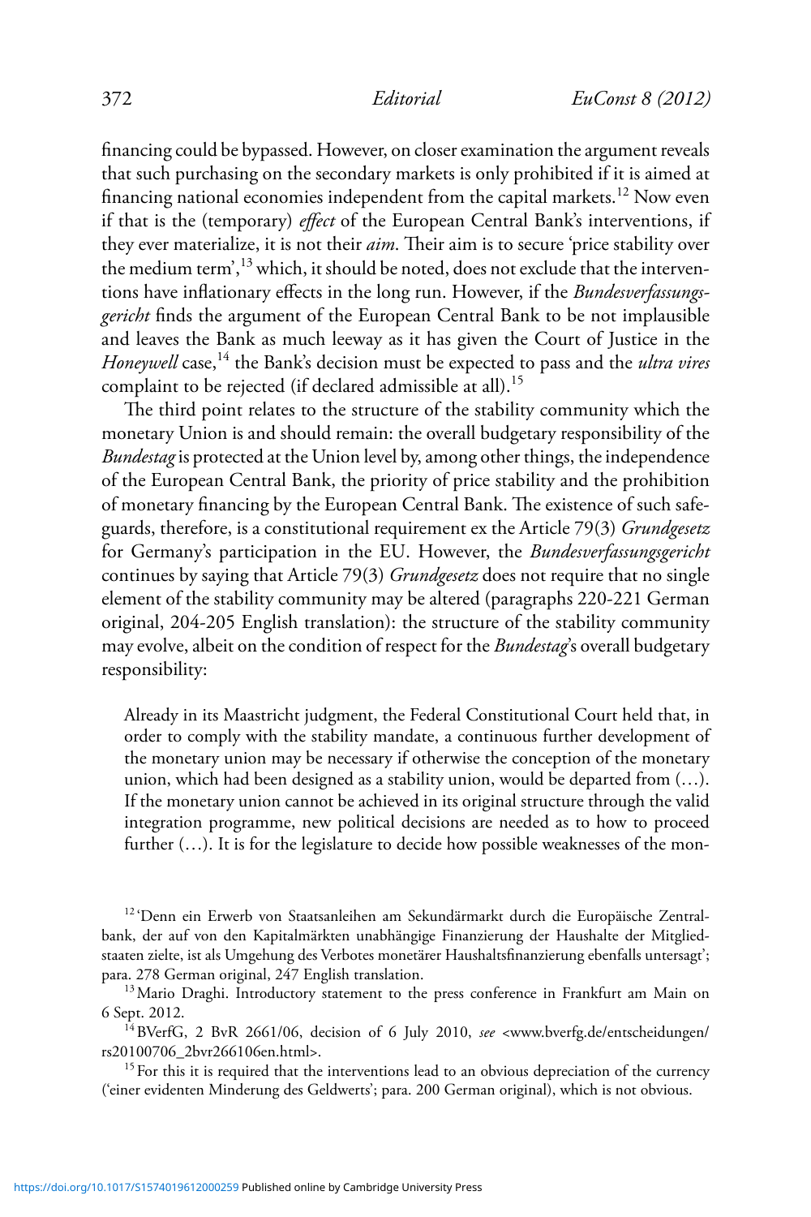financing could be bypassed. However, on closer examination the argument reveals that such purchasing on the secondary markets is only prohibited if it is aimed at financing national economies independent from the capital markets.[12] Now even if that is the (temporary) *effect* of the European Central Bank's interventions, if they ever materialize, it is not their *aim*. Their aim is to secure 'price stability over the medium term',[13] which, it should be noted, does not exclude that the interventions have inflationary effects in the long run. However, if the *Bundesverfassungsgericht* finds the argument of the European Central Bank to be not implausible and leaves the Bank as much leeway as it has given the Court of Justice in the *Honeywell* case,[14] the Bank's decision must be expected to pass and the *ultra vires* complaint to be rejected (if declared admissible at all).[15]

The third point relates to the structure of the stability community which the monetary Union is and should remain: the overall budgetary responsibility of the *Bundestag* is protected at the Union level by, among other things, the independence of the European Central Bank, the priority of price stability and the prohibition of monetary financing by the European Central Bank. The existence of such safeguards, therefore, is a constitutional requirement ex the Article 79(3) *Grundgesetz* for Germany's participation in the EU. However, the *Bundesverfassungsgericht* continues by saying that Article 79(3) *Grundgesetz* does not require that no single element of the stability community may be altered (paragraphs 220-221 German original, 204-205 English translation): the structure of the stability community may evolve, albeit on the condition of respect for the *Bundestag*'s overall budgetary responsibility:

> Already in its Maastricht judgment, the Federal Constitutional Court held that, in order to comply with the stability mandate, a continuous further development of the monetary union may be necessary if otherwise the conception of the monetary union, which had been designed as a stability union, would be departed from (…). If the monetary union cannot be achieved in its original structure through the valid integration programme, new political decisions are needed as to how to proceed further (…). It is for the legislature to decide how possible weaknesses of the mon-

[12] 'Denn ein Erwerb von Staatsanleihen am Sekundärmarkt durch die Europäische Zentralbank, der auf von den Kapitalmärkten unabhängige Finanzierung der Haushalte der Mitgliedstaaten zielte, ist als Umgehung des Verbotes monetärer Haushaltsfinanzierung ebenfalls untersagt'; para. 278 German original, 247 English translation.

[13] Mario Draghi. Introductory statement to the press conference in Frankfurt am Main on 6 Sept. 2012.

[14] BVerfG, 2 BvR 2661/06, decision of 6 July 2010, *see* <www.bverfg.de/entscheidungen/rs20100706_2bvr266106en.html>.

[15] For this it is required that the interventions lead to an obvious depreciation of the currency ('einer evidenten Minderung des Geldwerts'; para. 200 German original), which is not obvious.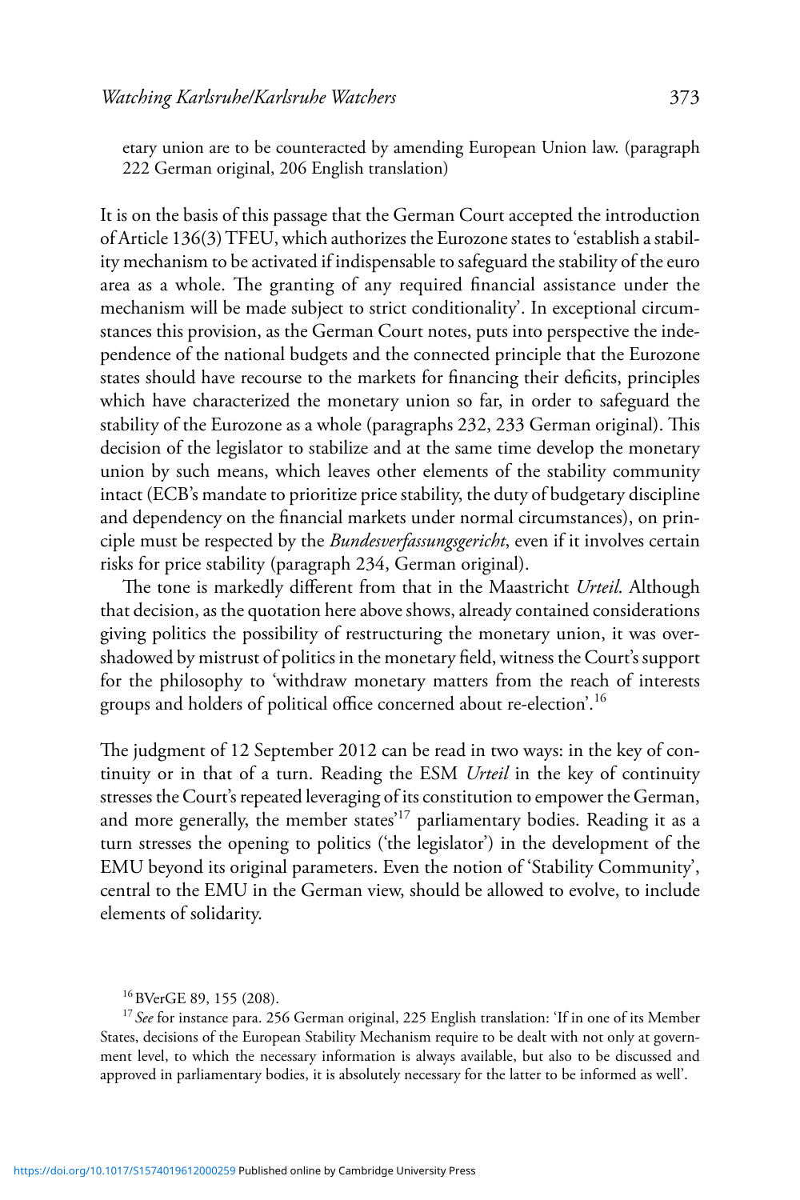etary union are to be counteracted by amending European Union law. (paragraph 222 German original, 206 English translation)

It is on the basis of this passage that the German Court accepted the introduction of Article 136(3) TFEU, which authorizes the Eurozone states to 'establish a stability mechanism to be activated if indispensable to safeguard the stability of the euro area as a whole. The granting of any required financial assistance under the mechanism will be made subject to strict conditionality'. In exceptional circumstances this provision, as the German Court notes, puts into perspective the independence of the national budgets and the connected principle that the Eurozone states should have recourse to the markets for financing their deficits, principles which have characterized the monetary union so far, in order to safeguard the stability of the Eurozone as a whole (paragraphs 232, 233 German original). This decision of the legislator to stabilize and at the same time develop the monetary union by such means, which leaves other elements of the stability community intact (ECB's mandate to prioritize price stability, the duty of budgetary discipline and dependency on the financial markets under normal circumstances), on principle must be respected by the *Bundesverfassungsgericht*, even if it involves certain risks for price stability (paragraph 234, German original).

The tone is markedly different from that in the Maastricht *Urteil*. Although that decision, as the quotation here above shows, already contained considerations giving politics the possibility of restructuring the monetary union, it was overshadowed by mistrust of politics in the monetary field, witness the Court's support for the philosophy to 'withdraw monetary matters from the reach of interests groups and holders of political office concerned about re-election'.[16]

The judgment of 12 September 2012 can be read in two ways: in the key of continuity or in that of a turn. Reading the ESM *Urteil* in the key of continuity stresses the Court's repeated leveraging of its constitution to empower the German, and more generally, the member states'[17] parliamentary bodies. Reading it as a turn stresses the opening to politics ('the legislator') in the development of the EMU beyond its original parameters. Even the notion of 'Stability Community', central to the EMU in the German view, should be allowed to evolve, to include elements of solidarity.

[16] BVerGE 89, 155 (208).

[17] *See* for instance para. 256 German original, 225 English translation: 'If in one of its Member States, decisions of the European Stability Mechanism require to be dealt with not only at government level, to which the necessary information is always available, but also to be discussed and approved in parliamentary bodies, it is absolutely necessary for the latter to be informed as well'.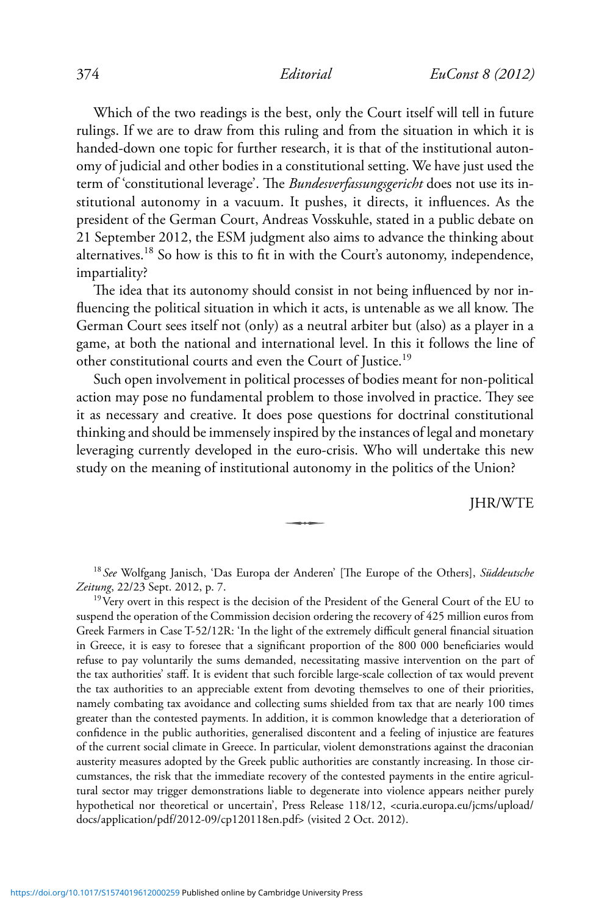Which of the two readings is the best, only the Court itself will tell in future rulings. If we are to draw from this ruling and from the situation in which it is handed-down one topic for further research, it is that of the institutional autonomy of judicial and other bodies in a constitutional setting. We have just used the term of 'constitutional leverage'. The *Bundesverfassungsgericht* does not use its institutional autonomy in a vacuum. It pushes, it directs, it influences. As the president of the German Court, Andreas Vosskuhle, stated in a public debate on 21 September 2012, the ESM judgment also aims to advance the thinking about alternatives.[18] So how is this to fit in with the Court's autonomy, independence, impartiality?

The idea that its autonomy should consist in not being influenced by nor influencing the political situation in which it acts, is untenable as we all know. The German Court sees itself not (only) as a neutral arbiter but (also) as a player in a game, at both the national and international level. In this it follows the line of other constitutional courts and even the Court of Justice.[19]

Such open involvement in political processes of bodies meant for non-political action may pose no fundamental problem to those involved in practice. They see it as necessary and creative. It does pose questions for doctrinal constitutional thinking and should be immensely inspired by the instances of legal and monetary leveraging currently developed in the euro-crisis. Who will undertake this new study on the meaning of institutional autonomy in the politics of the Union?

JHR/WTE

---

[18] *See* Wolfgang Janisch, 'Das Europa der Anderen' [The Europe of the Others], *Süddeutsche Zeitung*, 22/23 Sept. 2012, p. 7.

[19] Very overt in this respect is the decision of the President of the General Court of the EU to suspend the operation of the Commission decision ordering the recovery of 425 million euros from Greek Farmers in Case T-52/12R: 'In the light of the extremely difficult general financial situation in Greece, it is easy to foresee that a significant proportion of the 800 000 beneficiaries would refuse to pay voluntarily the sums demanded, necessitating massive intervention on the part of the tax authorities' staff. It is evident that such forcible large-scale collection of tax would prevent the tax authorities to an appreciable extent from devoting themselves to one of their priorities, namely combating tax avoidance and collecting sums shielded from tax that are nearly 100 times greater than the contested payments. In addition, it is common knowledge that a deterioration of confidence in the public authorities, generalised discontent and a feeling of injustice are features of the current social climate in Greece. In particular, violent demonstrations against the draconian austerity measures adopted by the Greek public authorities are constantly increasing. In those circumstances, the risk that the immediate recovery of the contested payments in the entire agricultural sector may trigger demonstrations liable to degenerate into violence appears neither purely hypothetical nor theoretical or uncertain', Press Release 118/12, <curia.europa.eu/jcms/upload/docs/application/pdf/2012-09/cp120118en.pdf> (visited 2 Oct. 2012).